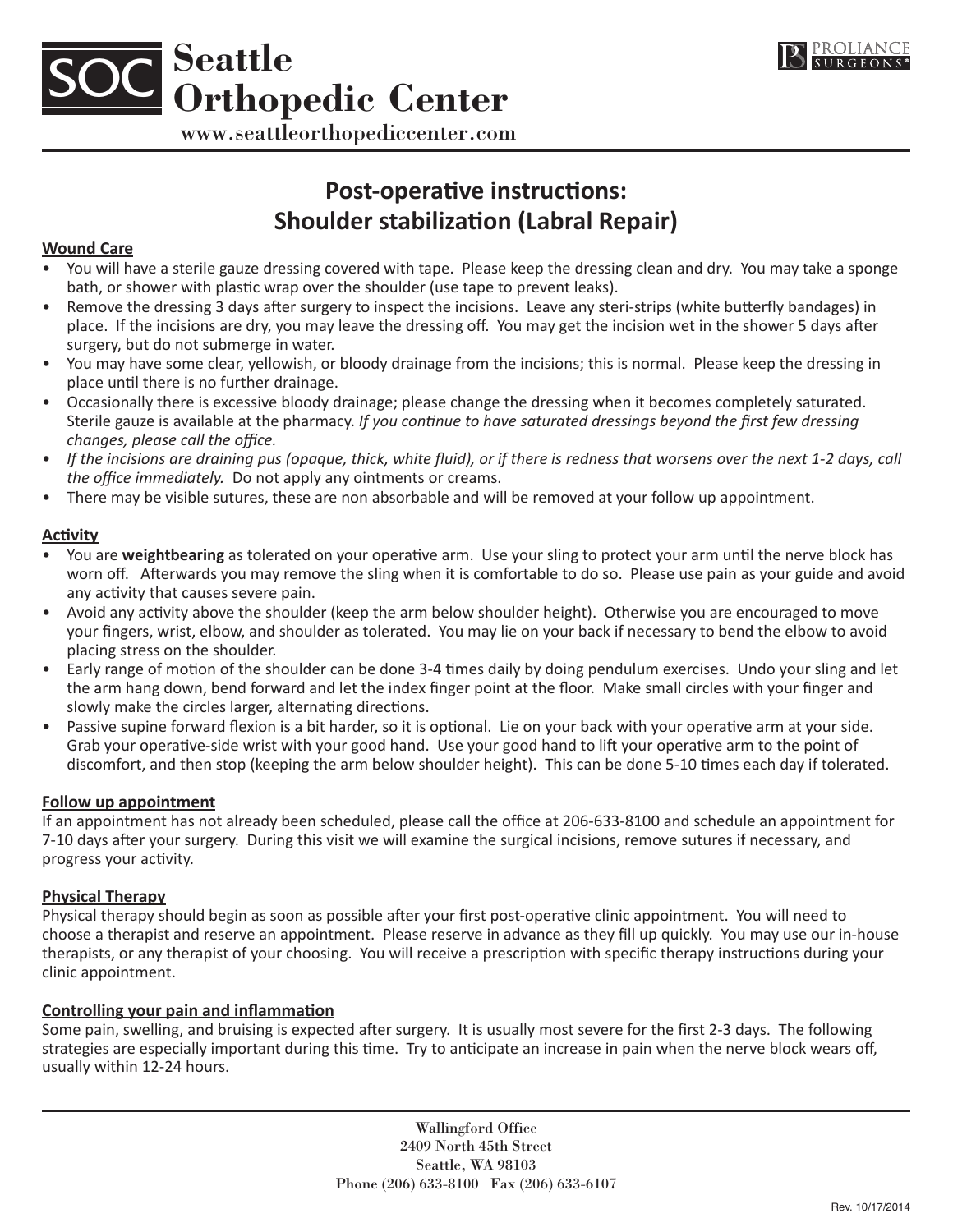# SOC Seattle Orthopedic Center

www.seattleorthopediccenter.com

PROLIANCE SURGEONS®

## Post-operative instructions:
## Shoulder stabilization (Labral Repair)

**Wound Care**

- You will have a sterile gauze dressing covered with tape. Please keep the dressing clean and dry. You may take a sponge bath, or shower with plastic wrap over the shoulder (use tape to prevent leaks).
- Remove the dressing 3 days after surgery to inspect the incisions. Leave any steri-strips (white butterfly bandages) in place. If the incisions are dry, you may leave the dressing off. You may get the incision wet in the shower 5 days after surgery, but do not submerge in water.
- You may have some clear, yellowish, or bloody drainage from the incisions; this is normal. Please keep the dressing in place until there is no further drainage.
- Occasionally there is excessive bloody drainage; please change the dressing when it becomes completely saturated. Sterile gauze is available at the pharmacy. *If you continue to have saturated dressings beyond the first few dressing changes, please call the office.*
- *If the incisions are draining pus (opaque, thick, white fluid), or if there is redness that worsens over the next 1-2 days, call the office immediately.* Do not apply any ointments or creams.
- There may be visible sutures, these are non absorbable and will be removed at your follow up appointment.

**Activity**

- You are **weightbearing** as tolerated on your operative arm. Use your sling to protect your arm until the nerve block has worn off. Afterwards you may remove the sling when it is comfortable to do so. Please use pain as your guide and avoid any activity that causes severe pain.
- Avoid any activity above the shoulder (keep the arm below shoulder height). Otherwise you are encouraged to move your fingers, wrist, elbow, and shoulder as tolerated. You may lie on your back if necessary to bend the elbow to avoid placing stress on the shoulder.
- Early range of motion of the shoulder can be done 3-4 times daily by doing pendulum exercises. Undo your sling and let the arm hang down, bend forward and let the index finger point at the floor. Make small circles with your finger and slowly make the circles larger, alternating directions.
- Passive supine forward flexion is a bit harder, so it is optional. Lie on your back with your operative arm at your side. Grab your operative-side wrist with your good hand. Use your good hand to lift your operative arm to the point of discomfort, and then stop (keeping the arm below shoulder height). This can be done 5-10 times each day if tolerated.

**Follow up appointment**

If an appointment has not already been scheduled, please call the office at 206-633-8100 and schedule an appointment for 7-10 days after your surgery. During this visit we will examine the surgical incisions, remove sutures if necessary, and progress your activity.

**Physical Therapy**

Physical therapy should begin as soon as possible after your first post-operative clinic appointment. You will need to choose a therapist and reserve an appointment. Please reserve in advance as they fill up quickly. You may use our in-house therapists, or any therapist of your choosing. You will receive a prescription with specific therapy instructions during your clinic appointment.

**Controlling your pain and inflammation**

Some pain, swelling, and bruising is expected after surgery. It is usually most severe for the first 2-3 days. The following strategies are especially important during this time. Try to anticipate an increase in pain when the nerve block wears off, usually within 12-24 hours.

Wallingford Office
2409 North 45th Street
Seattle, WA 98103
Phone (206) 633-8100 Fax (206) 633-6107

Rev. 10/17/2014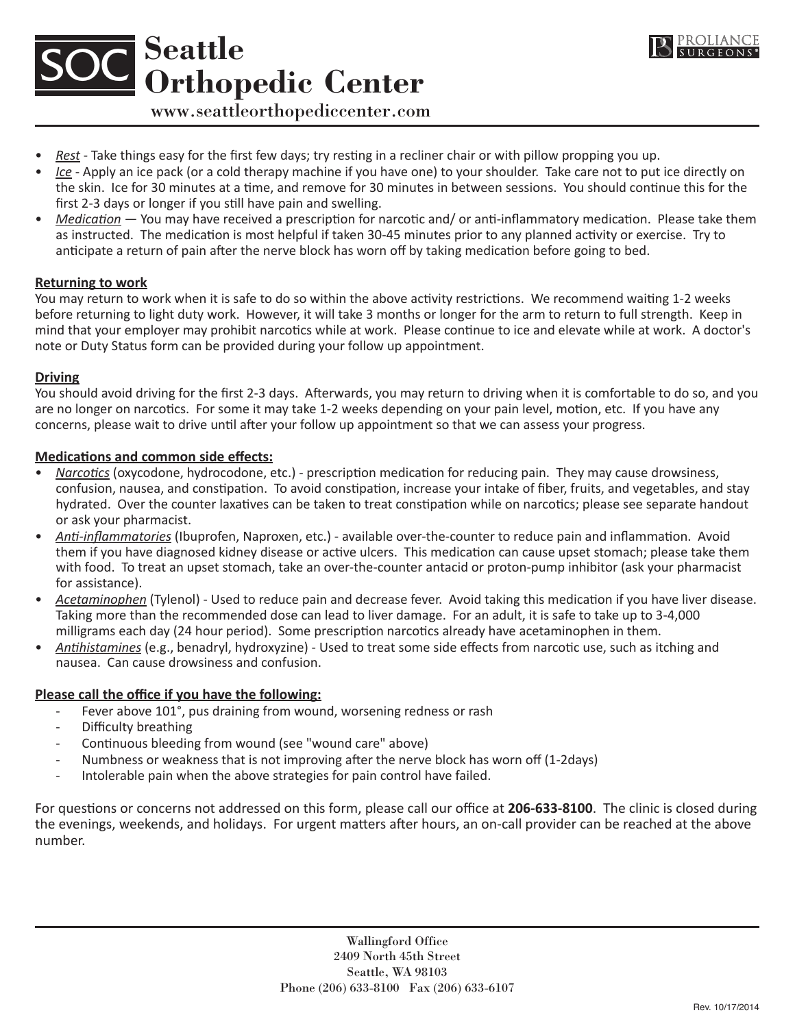- *Rest* - Take things easy for the first few days; try resting in a recliner chair or with pillow propping you up.
- *Ice* - Apply an ice pack (or a cold therapy machine if you have one) to your shoulder. Take care not to put ice directly on the skin. Ice for 30 minutes at a time, and remove for 30 minutes in between sessions. You should continue this for the first 2-3 days or longer if you still have pain and swelling.
- *Medication* — You may have received a prescription for narcotic and/ or anti-inflammatory medication. Please take them as instructed. The medication is most helpful if taken 30-45 minutes prior to any planned activity or exercise. Try to anticipate a return of pain after the nerve block has worn off by taking medication before going to bed.

**Returning to work**

You may return to work when it is safe to do so within the above activity restrictions. We recommend waiting 1-2 weeks before returning to light duty work. However, it will take 3 months or longer for the arm to return to full strength. Keep in mind that your employer may prohibit narcotics while at work. Please continue to ice and elevate while at work. A doctor's note or Duty Status form can be provided during your follow up appointment.

**Driving**

You should avoid driving for the first 2-3 days. Afterwards, you may return to driving when it is comfortable to do so, and you are no longer on narcotics. For some it may take 1-2 weeks depending on your pain level, motion, etc. If you have any concerns, please wait to drive until after your follow up appointment so that we can assess your progress.

**Medications and common side effects:**

- *Narcotics* (oxycodone, hydrocodone, etc.) - prescription medication for reducing pain. They may cause drowsiness, confusion, nausea, and constipation. To avoid constipation, increase your intake of fiber, fruits, and vegetables, and stay hydrated. Over the counter laxatives can be taken to treat constipation while on narcotics; please see separate handout or ask your pharmacist.
- *Anti-inflammatories* (Ibuprofen, Naproxen, etc.) - available over-the-counter to reduce pain and inflammation. Avoid them if you have diagnosed kidney disease or active ulcers. This medication can cause upset stomach; please take them with food. To treat an upset stomach, take an over-the-counter antacid or proton-pump inhibitor (ask your pharmacist for assistance).
- *Acetaminophen* (Tylenol) - Used to reduce pain and decrease fever. Avoid taking this medication if you have liver disease. Taking more than the recommended dose can lead to liver damage. For an adult, it is safe to take up to 3-4,000 milligrams each day (24 hour period). Some prescription narcotics already have acetaminophen in them.
- *Antihistamines* (e.g., benadryl, hydroxyzine) - Used to treat some side effects from narcotic use, such as itching and nausea. Can cause drowsiness and confusion.

**Please call the office if you have the following:**

- Fever above 101°, pus draining from wound, worsening redness or rash
- Difficulty breathing
- Continuous bleeding from wound (see "wound care" above)
- Numbness or weakness that is not improving after the nerve block has worn off (1-2days)
- Intolerable pain when the above strategies for pain control have failed.

For questions or concerns not addressed on this form, please call our office at **206-633-8100**. The clinic is closed during the evenings, weekends, and holidays. For urgent matters after hours, an on-call provider can be reached at the above number.